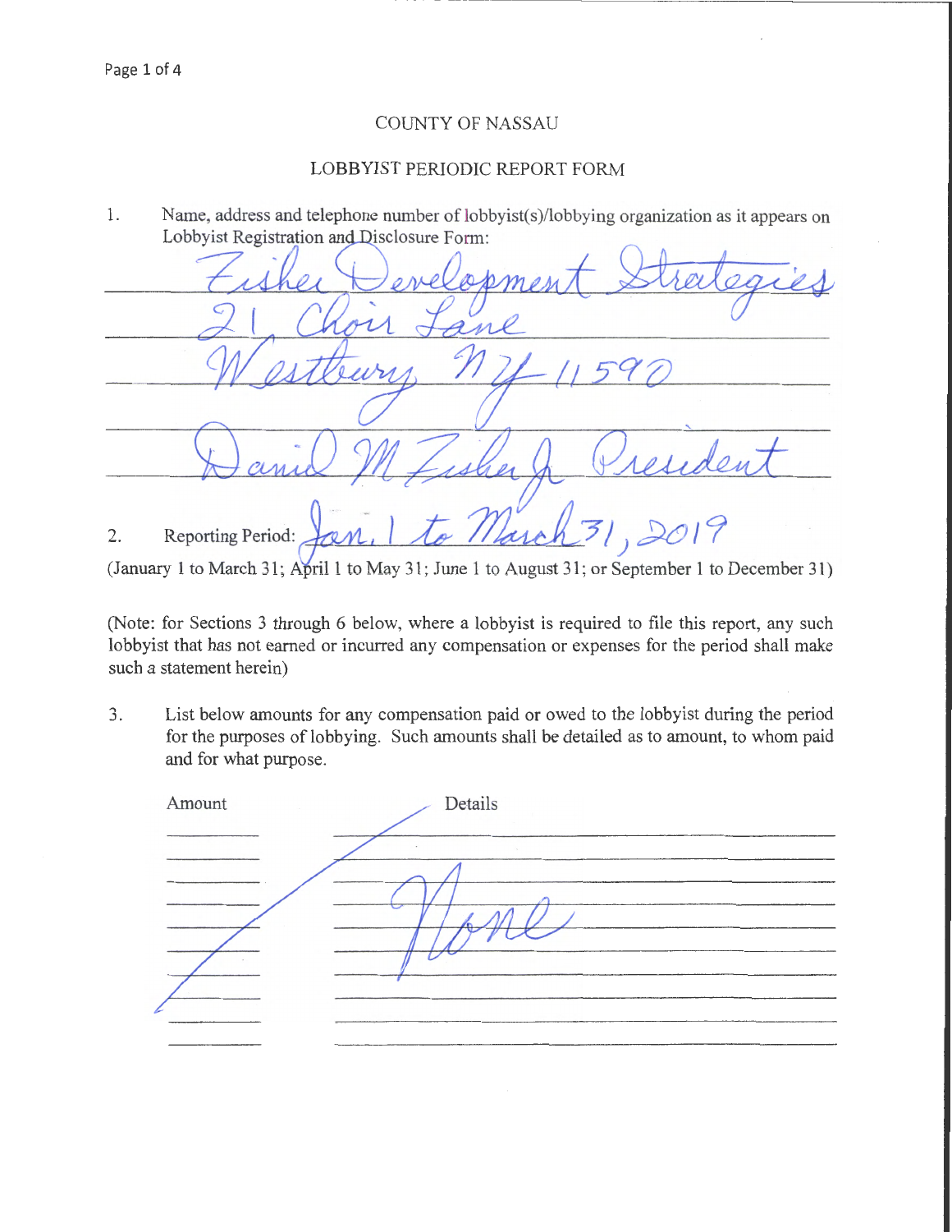COUNTY OF NASSAU

LOBBYIST PERIODIC REPORT FORM

1. Name, address and telephone number of lobbyist(s)/lobbying organization as it appears on Lobbyist Registration and Disclosure Form:

Fisher Development Strategies
21 Choir Lane
Westbury NY 11590

David M Fisher Jr President

2. Reporting Period: Jan. 1 to March 31, 2019
(January 1 to March 31; April 1 to May 31; June 1 to August 31; or September 1 to December 31)

(Note: for Sections 3 through 6 below, where a lobbyist is required to file this report, any such lobbyist that has not earned or incurred any compensation or expenses for the period shall make such a statement herein)

3. List below amounts for any compensation paid or owed to the lobbyist during the period for the purposes of lobbying. Such amounts shall be detailed as to amount, to whom paid and for what purpose.

| Amount | Details |
| --- | --- |
| | None |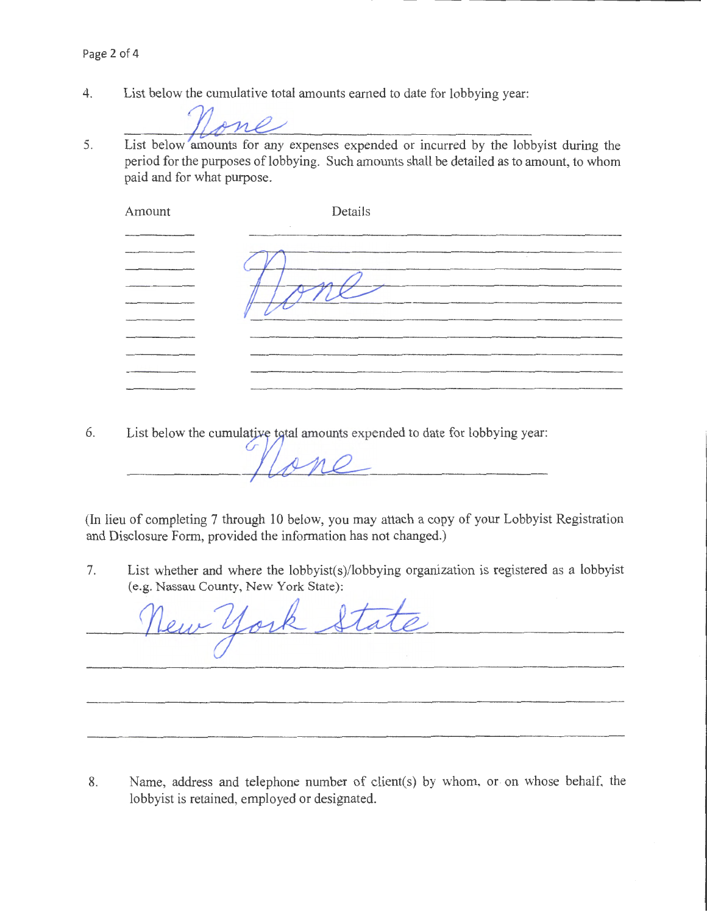4. List below the cumulative total amounts earned to date for lobbying year:

   None

5. List below amounts for any expenses expended or incurred by the lobbyist during the period for the purposes of lobbying. Such amounts shall be detailed as to amount, to whom paid and for what purpose.

| Amount | Details |
|---|---|
| | None |

6. List below the cumulative total amounts expended to date for lobbying year:

   None

(In lieu of completing 7 through 10 below, you may attach a copy of your Lobbyist Registration and Disclosure Form, provided the information has not changed.)

7. List whether and where the lobbyist(s)/lobbying organization is registered as a lobbyist (e.g. Nassau County, New York State):

   New York State

8. Name, address and telephone number of client(s) by whom, or on whose behalf, the lobbyist is retained, employed or designated.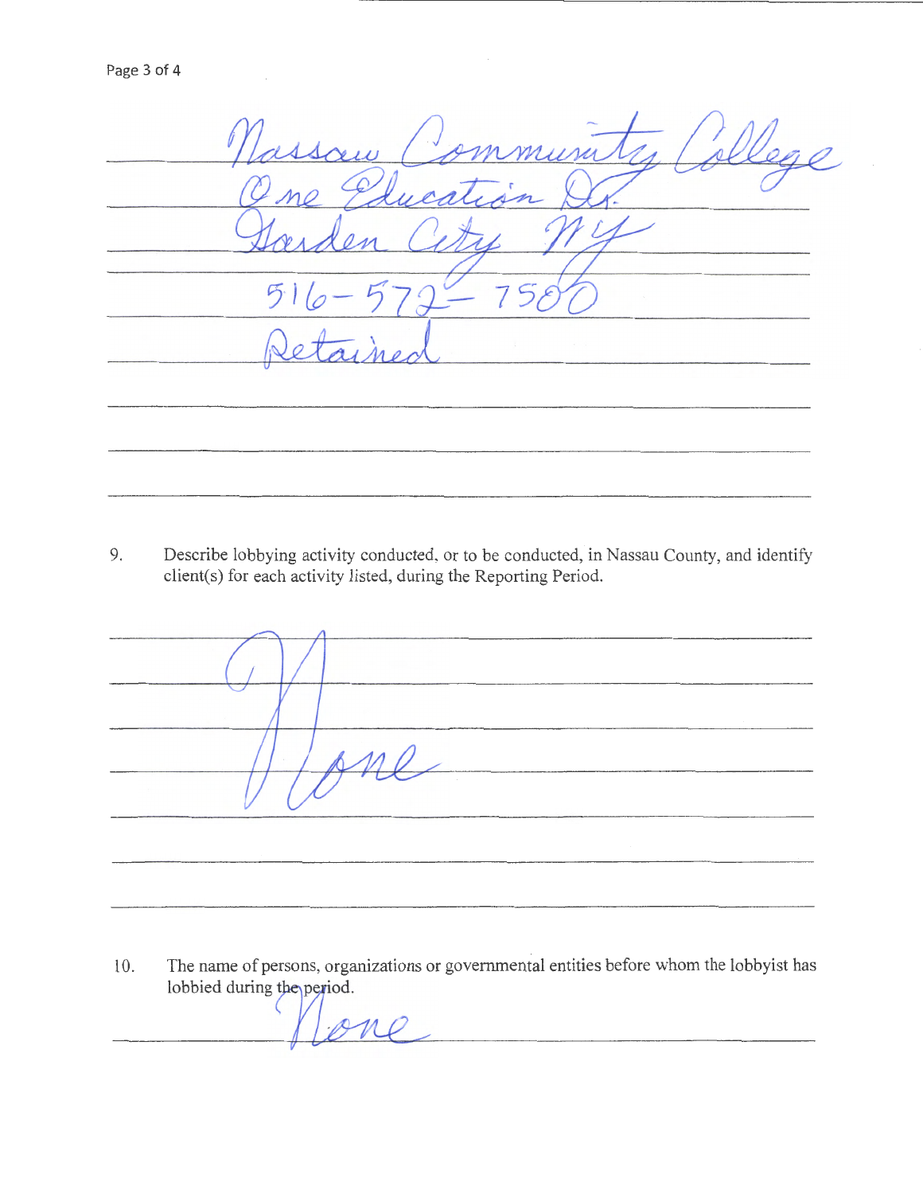Nassau Community College
One Education Dr.
Garden City NY
516-572-7500
Retained

9. Describe lobbying activity conducted, or to be conducted, in Nassau County, and identify client(s) for each activity listed, during the Reporting Period.

None

10. The name of persons, organizations or governmental entities before whom the lobbyist has lobbied during the period.

None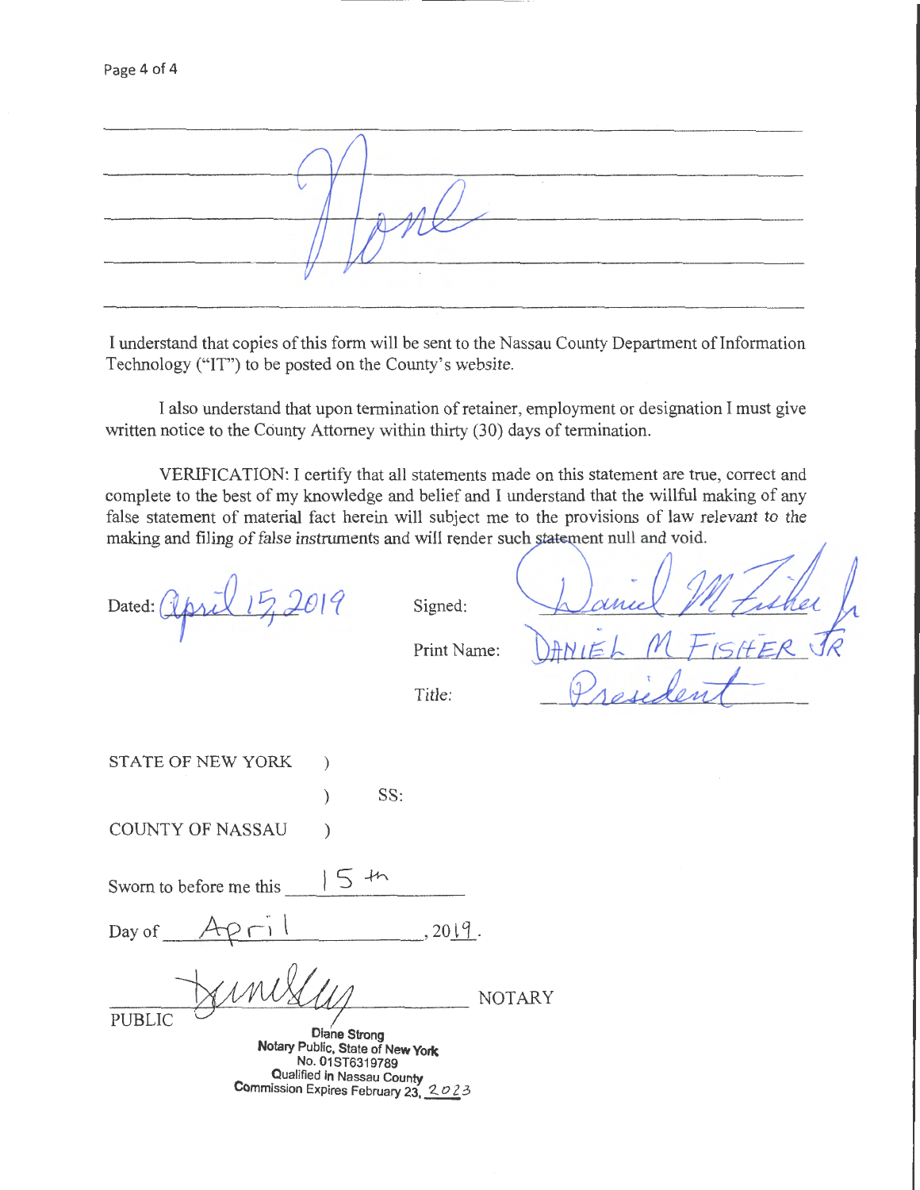None

I understand that copies of this form will be sent to the Nassau County Department of Information Technology ("IT") to be posted on the County's website.

I also understand that upon termination of retainer, employment or designation I must give written notice to the County Attorney within thirty (30) days of termination.

VERIFICATION: I certify that all statements made on this statement are true, correct and complete to the best of my knowledge and belief and I understand that the willful making of any false statement of material fact herein will subject me to the provisions of law relevant to the making and filing of false instruments and will render such statement null and void.

Dated: April 15, 2019

Signed: Daniel M Fisher Jr

Print Name: DANIEL M FISHER JR

Title: President

STATE OF NEW YORK )
) SS:
COUNTY OF NASSAU )

Sworn to before me this 15th

Day of April, 2019.

\_\_\_\_\_\_\_\_\_\_\_\_\_\_\_\_ NOTARY PUBLIC

Diane Strong
Notary Public, State of New York
No. 01ST6319789
Qualified in Nassau County
Commission Expires February 23, 2023